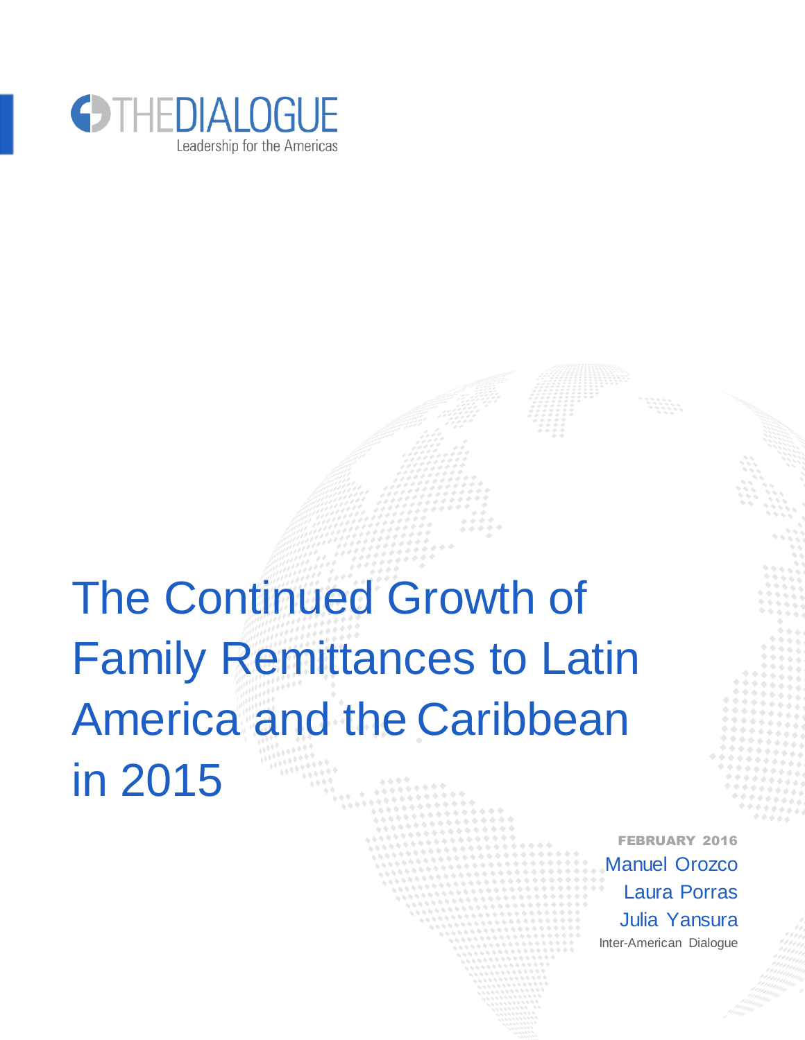THEDIALOGUE

Leadership for the Americas

# The Continued Growth of Family Remittances to Latin America and the Caribbean in 2015

**FEBRUARY 2016**

Manuel Orozco

Laura Porras

Julia Yansura

Inter-American Dialogue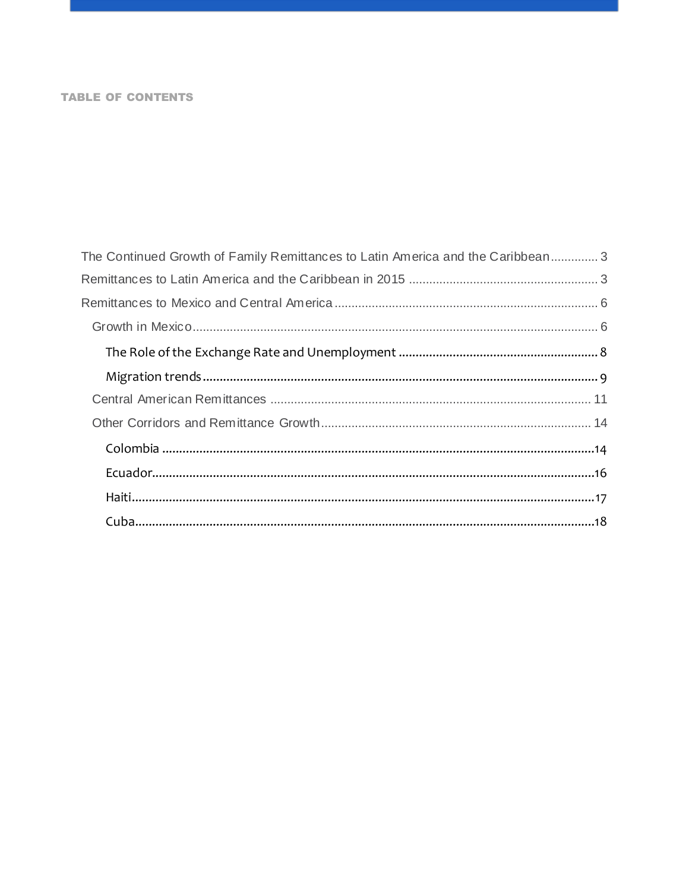**TABLE OF CONTENTS**

The Continued Growth of Family Remittances to Latin America and the Caribbean .............. 3

Remittances to Latin America and the Caribbean in 2015 ........................................................ 3

Remittances to Mexico and Central America ............................................................................. 6

- Growth in Mexico ........................................................................................................................ 6
  - The Role of the Exchange Rate and Unemployment ........................................................... 8
  - Migration trends ..................................................................................................................... 9
- Central American Remittances ................................................................................................ 11
- Other Corridors and Remittance Growth ................................................................................ 14
  - Colombia ................................................................................................................................ 14
  - Ecuador .................................................................................................................................. 16
  - Haiti ........................................................................................................................................ 17
  - Cuba ........................................................................................................................................ 18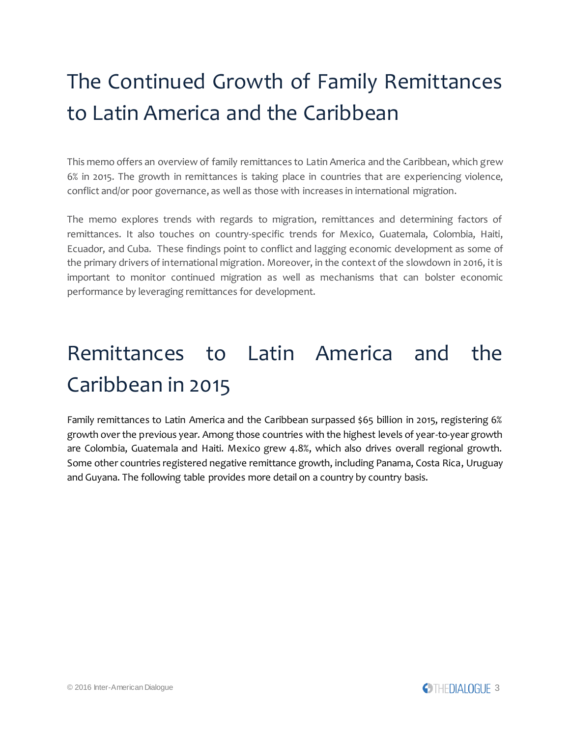# The Continued Growth of Family Remittances to Latin America and the Caribbean

This memo offers an overview of family remittances to Latin America and the Caribbean, which grew 6% in 2015. The growth in remittances is taking place in countries that are experiencing violence, conflict and/or poor governance, as well as those with increases in international migration.

The memo explores trends with regards to migration, remittances and determining factors of remittances. It also touches on country-specific trends for Mexico, Guatemala, Colombia, Haiti, Ecuador, and Cuba. These findings point to conflict and lagging economic development as some of the primary drivers of international migration. Moreover, in the context of the slowdown in 2016, it is important to monitor continued migration as well as mechanisms that can bolster economic performance by leveraging remittances for development.

# Remittances to Latin America and the Caribbean in 2015

Family remittances to Latin America and the Caribbean surpassed $65 billion in 2015, registering 6% growth over the previous year. Among those countries with the highest levels of year-to-year growth are Colombia, Guatemala and Haiti. Mexico grew 4.8%, which also drives overall regional growth. Some other countries registered negative remittance growth, including Panama, Costa Rica, Uruguay and Guyana. The following table provides more detail on a country by country basis.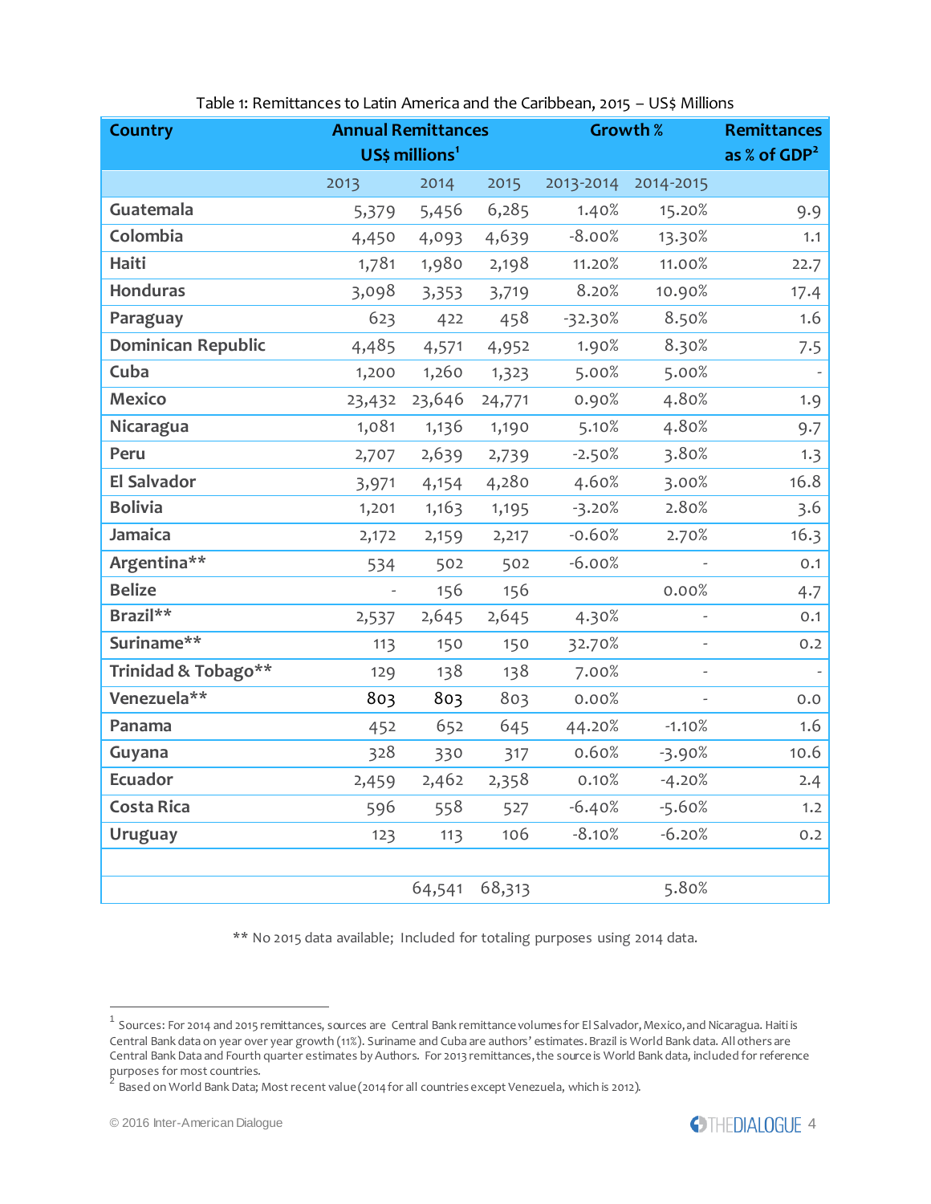Table 1: Remittances to Latin America and the Caribbean, 2015 – US$ Millions

| Country | Annual Remittances US$ millions[1] | | | Growth % | | Remittances as % of GDP[2] |
|---|---|---|---|---|---|---|
| | 2013 | 2014 | 2015 | 2013-2014 | 2014-2015 | |
| Guatemala | 5,379 | 5,456 | 6,285 | 1.40% | 15.20% | 9.9 |
| Colombia | 4,450 | 4,093 | 4,639 | -8.00% | 13.30% | 1.1 |
| Haiti | 1,781 | 1,980 | 2,198 | 11.20% | 11.00% | 22.7 |
| Honduras | 3,098 | 3,353 | 3,719 | 8.20% | 10.90% | 17.4 |
| Paraguay | 623 | 422 | 458 | -32.30% | 8.50% | 1.6 |
| Dominican Republic | 4,485 | 4,571 | 4,952 | 1.90% | 8.30% | 7.5 |
| Cuba | 1,200 | 1,260 | 1,323 | 5.00% | 5.00% | - |
| Mexico | 23,432 | 23,646 | 24,771 | 0.90% | 4.80% | 1.9 |
| Nicaragua | 1,081 | 1,136 | 1,190 | 5.10% | 4.80% | 9.7 |
| Peru | 2,707 | 2,639 | 2,739 | -2.50% | 3.80% | 1.3 |
| El Salvador | 3,971 | 4,154 | 4,280 | 4.60% | 3.00% | 16.8 |
| Bolivia | 1,201 | 1,163 | 1,195 | -3.20% | 2.80% | 3.6 |
| Jamaica | 2,172 | 2,159 | 2,217 | -0.60% | 2.70% | 16.3 |
| Argentina** | 534 | 502 | 502 | -6.00% | - | 0.1 |
| Belize | - | 156 | 156 | | 0.00% | 4.7 |
| Brazil** | 2,537 | 2,645 | 2,645 | 4.30% | - | 0.1 |
| Suriname** | 113 | 150 | 150 | 32.70% | - | 0.2 |
| Trinidad & Tobago** | 129 | 138 | 138 | 7.00% | - | - |
| Venezuela** | 803 | 803 | 803 | 0.00% | - | 0.0 |
| Panama | 452 | 652 | 645 | 44.20% | -1.10% | 1.6 |
| Guyana | 328 | 330 | 317 | 0.60% | -3.90% | 10.6 |
| Ecuador | 2,459 | 2,462 | 2,358 | 0.10% | -4.20% | 2.4 |
| Costa Rica | 596 | 558 | 527 | -6.40% | -5.60% | 1.2 |
| Uruguay | 123 | 113 | 106 | -8.10% | -6.20% | 0.2 |
| | | | | | | |
| | | 64,541 | 68,313 | | 5.80% | |

** No 2015 data available; Included for totaling purposes using 2014 data.

[1] Sources: For 2014 and 2015 remittances, sources are Central Bank remittance volumes for El Salvador, Mexico, and Nicaragua. Haiti is Central Bank data on year over year growth (11%). Suriname and Cuba are authors' estimates. Brazil is World Bank data. All others are Central Bank Data and Fourth quarter estimates by Authors. For 2013 remittances, the source is World Bank data, included for reference purposes for most countries.

[2] Based on World Bank Data; Most recent value (2014 for all countries except Venezuela, which is 2012).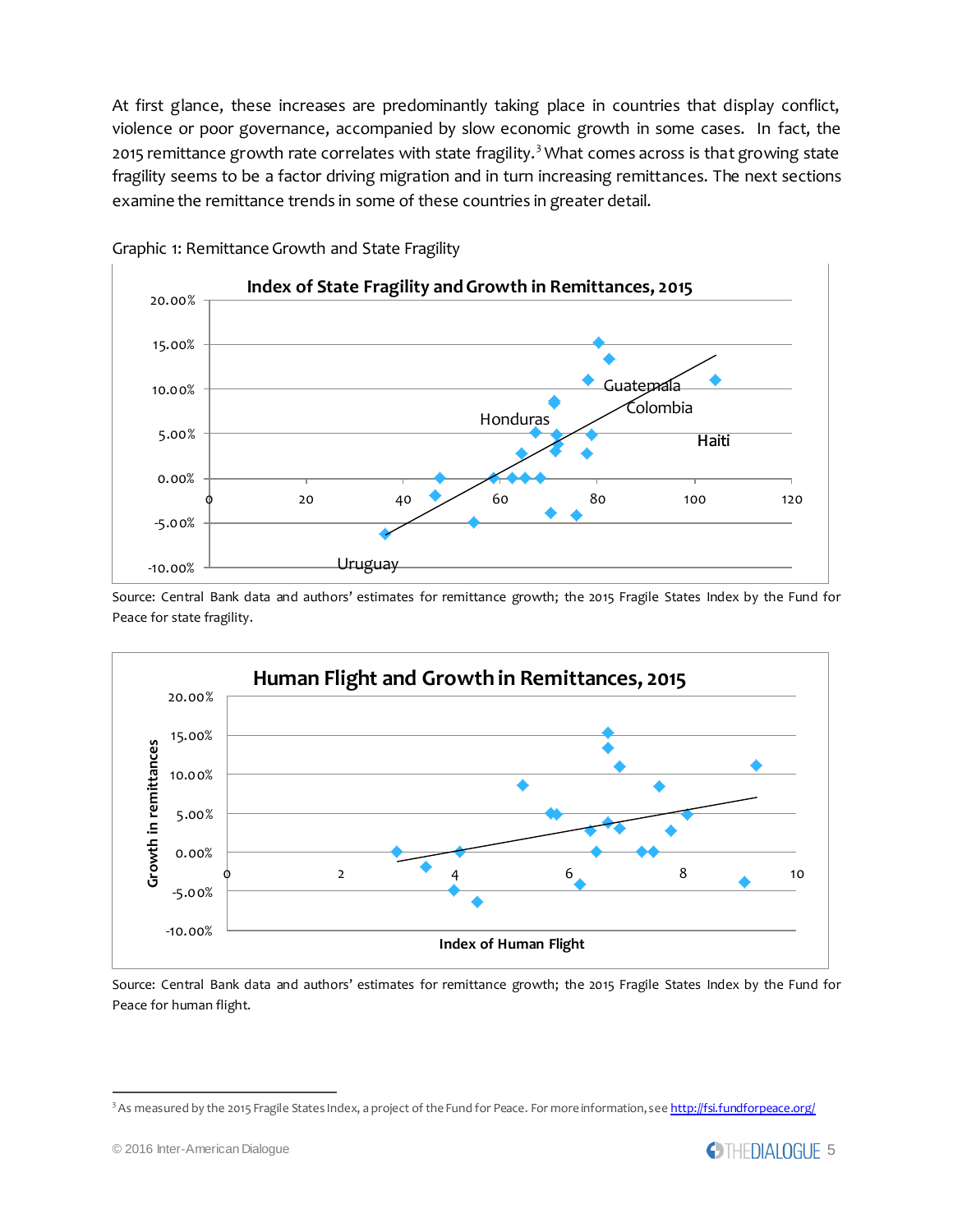At first glance, these increases are predominantly taking place in countries that display conflict, violence or poor governance, accompanied by slow economic growth in some cases. In fact, the 2015 remittance growth rate correlates with state fragility.[3] What comes across is that growing state fragility seems to be a factor driving migration and in turn increasing remittances. The next sections examine the remittance trends in some of these countries in greater detail.

Graphic 1: Remittance Growth and State Fragility

**Index of State Fragility and Growth in Remittances, 2015**

20.00%
15.00%
10.00%
5.00%
0.00%
-5.00%
-10.00%

0 20 40 60 80 100 120

Guatemala
Colombia
Honduras
Haiti
Uruguay

Source: Central Bank data and authors' estimates for remittance growth; the 2015 Fragile States Index by the Fund for Peace for state fragility.

**Human Flight and Growth in Remittances, 2015**

Growth in remittances

20.00%
15.00%
10.00%
5.00%
0.00%
-5.00%
-10.00%

0 2 4 6 8 10

Index of Human Flight

Source: Central Bank data and authors' estimates for remittance growth; the 2015 Fragile States Index by the Fund for Peace for human flight.

---

[3] As measured by the 2015 Fragile States Index, a project of the Fund for Peace. For more information, see http://fsi.fundforpeace.org/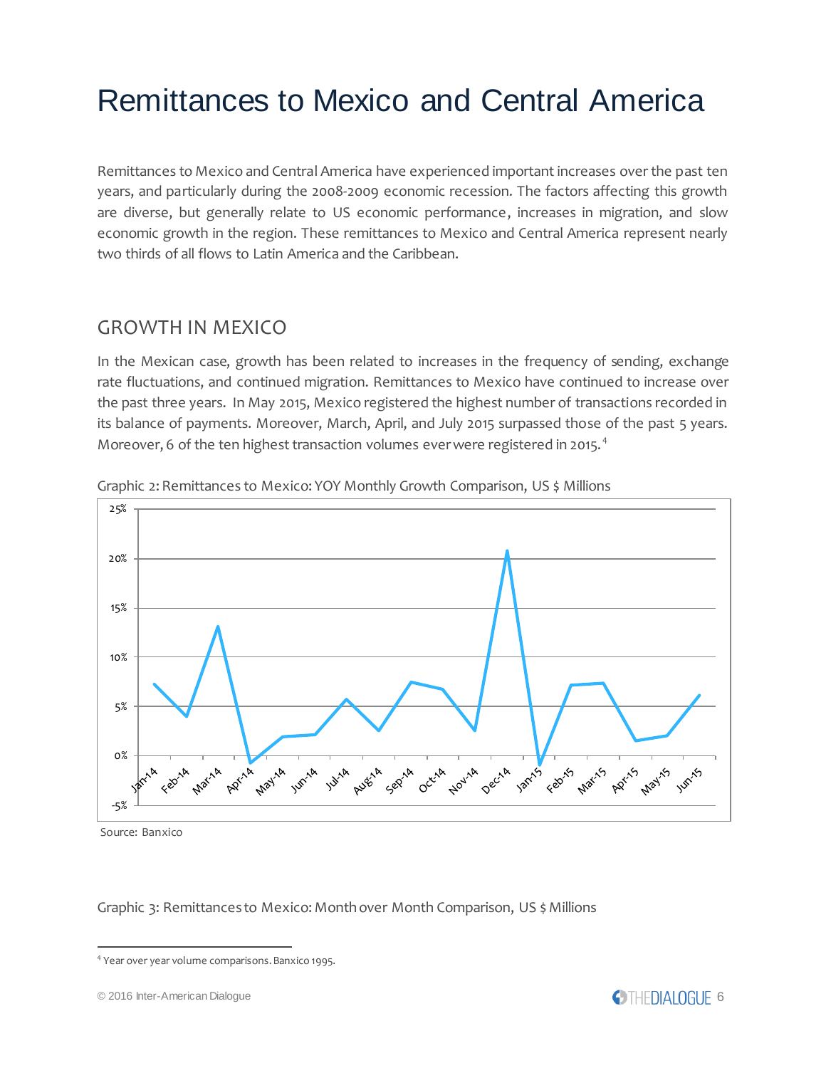# Remittances to Mexico and Central America

Remittances to Mexico and Central America have experienced important increases over the past ten years, and particularly during the 2008-2009 economic recession. The factors affecting this growth are diverse, but generally relate to US economic performance, increases in migration, and slow economic growth in the region. These remittances to Mexico and Central America represent nearly two thirds of all flows to Latin America and the Caribbean.

## GROWTH IN MEXICO

In the Mexican case, growth has been related to increases in the frequency of sending, exchange rate fluctuations, and continued migration. Remittances to Mexico have continued to increase over the past three years. In May 2015, Mexico registered the highest number of transactions recorded in its balance of payments. Moreover, March, April, and July 2015 surpassed those of the past 5 years. Moreover, 6 of the ten highest transaction volumes ever were registered in 2015.[4]

Graphic 2: Remittances to Mexico: YOY Monthly Growth Comparison, US $ Millions

25%
20%
15%
10%
5%
0%
-5%

Jan-14 Feb-14 Mar-14 Apr-14 May-14 Jun-14 Jul-14 Aug-14 Sep-14 Oct-14 Nov-14 Dec-14 Jan-15 Feb-15 Mar-15 Apr-15 May-15 Jun-15

Source: Banxico

Graphic 3: Remittances to Mexico: Month over Month Comparison, US $ Millions

[4] Year over year volume comparisons. Banxico 1995.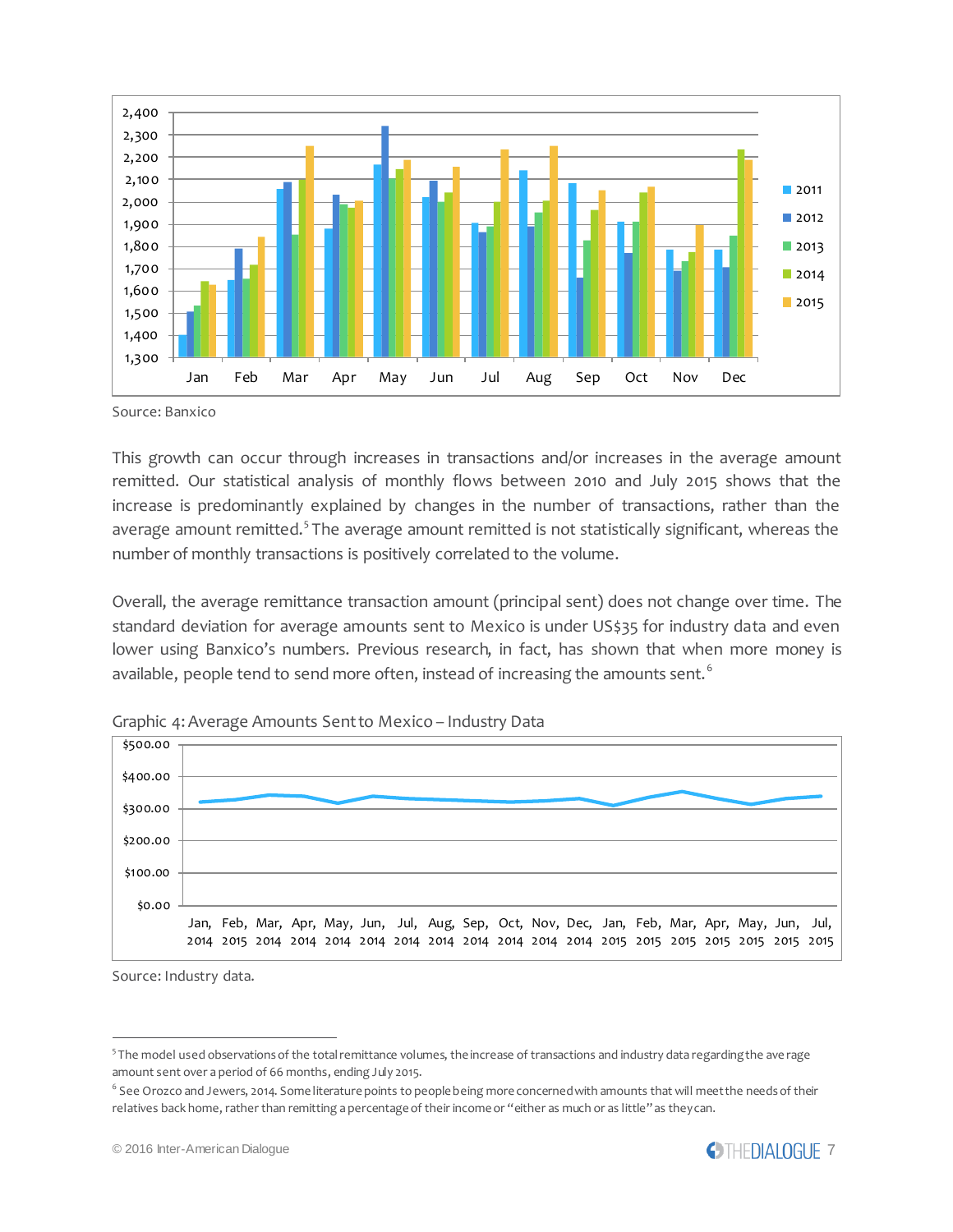2,400
2,300
2,200
2,100
2,000
1,900
1,800
1,700
1,600
1,500
1,400
1,300

Jan Feb Mar Apr May Jun Jul Aug Sep Oct Nov Dec

2011
2012
2013
2014
2015

Source: Banxico

This growth can occur through increases in transactions and/or increases in the average amount remitted. Our statistical analysis of monthly flows between 2010 and July 2015 shows that the increase is predominantly explained by changes in the number of transactions, rather than the average amount remitted.[5] The average amount remitted is not statistically significant, whereas the number of monthly transactions is positively correlated to the volume.

Overall, the average remittance transaction amount (principal sent) does not change over time. The standard deviation for average amounts sent to Mexico is under US$35 for industry data and even lower using Banxico's numbers. Previous research, in fact, has shown that when more money is available, people tend to send more often, instead of increasing the amounts sent.[6]

Graphic 4: Average Amounts Sent to Mexico – Industry Data

$500.00
$400.00
$300.00
$200.00
$100.00
$0.00

Jan, 2014 Feb, 2015 Mar, 2014 Apr, 2014 May, 2014 Jun, 2014 Jul, 2014 Aug, 2014 Sep, 2014 Oct, 2014 Nov, 2014 Dec, 2014 Jan, 2015 Feb, 2015 Mar, 2015 Apr, 2015 May, 2015 Jun, 2015 Jul, 2015

Source: Industry data.

---

[5] The model used observations of the total remittance volumes, the increase of transactions and industry data regarding the average amount sent over a period of 66 months, ending July 2015.

[6] See Orozco and Jewers, 2014. Some literature points to people being more concerned with amounts that will meet the needs of their relatives back home, rather than remitting a percentage of their income or "either as much or as little" as they can.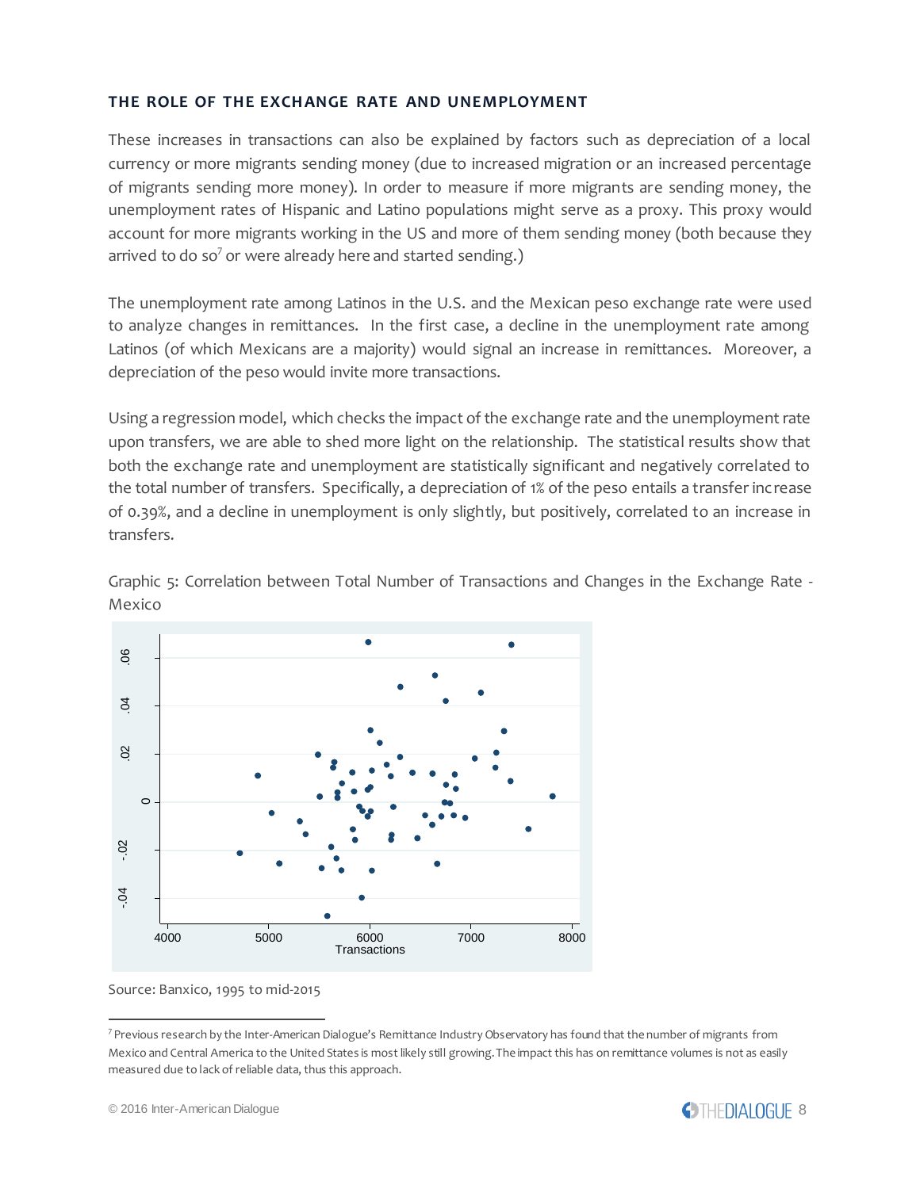### THE ROLE OF THE EXCHANGE RATE AND UNEMPLOYMENT

These increases in transactions can also be explained by factors such as depreciation of a local currency or more migrants sending money (due to increased migration or an increased percentage of migrants sending more money). In order to measure if more migrants are sending money, the unemployment rates of Hispanic and Latino populations might serve as a proxy. This proxy would account for more migrants working in the US and more of them sending money (both because they arrived to do so[7] or were already here and started sending.)

The unemployment rate among Latinos in the U.S. and the Mexican peso exchange rate were used to analyze changes in remittances. In the first case, a decline in the unemployment rate among Latinos (of which Mexicans are a majority) would signal an increase in remittances. Moreover, a depreciation of the peso would invite more transactions.

Using a regression model, which checks the impact of the exchange rate and the unemployment rate upon transfers, we are able to shed more light on the relationship. The statistical results show that both the exchange rate and unemployment are statistically significant and negatively correlated to the total number of transfers. Specifically, a depreciation of 1% of the peso entails a transfer increase of 0.39%, and a decline in unemployment is only slightly, but positively, correlated to an increase in transfers.

Graphic 5: Correlation between Total Number of Transactions and Changes in the Exchange Rate - Mexico

.06
.04
.02
0
-.02
-.04
4000
5000
6000
7000
8000
Transactions

Source: Banxico, 1995 to mid-2015

[7] Previous research by the Inter-American Dialogue's Remittance Industry Observatory has found that the number of migrants from Mexico and Central America to the United States is most likely still growing. The impact this has on remittance volumes is not as easily measured due to lack of reliable data, thus this approach.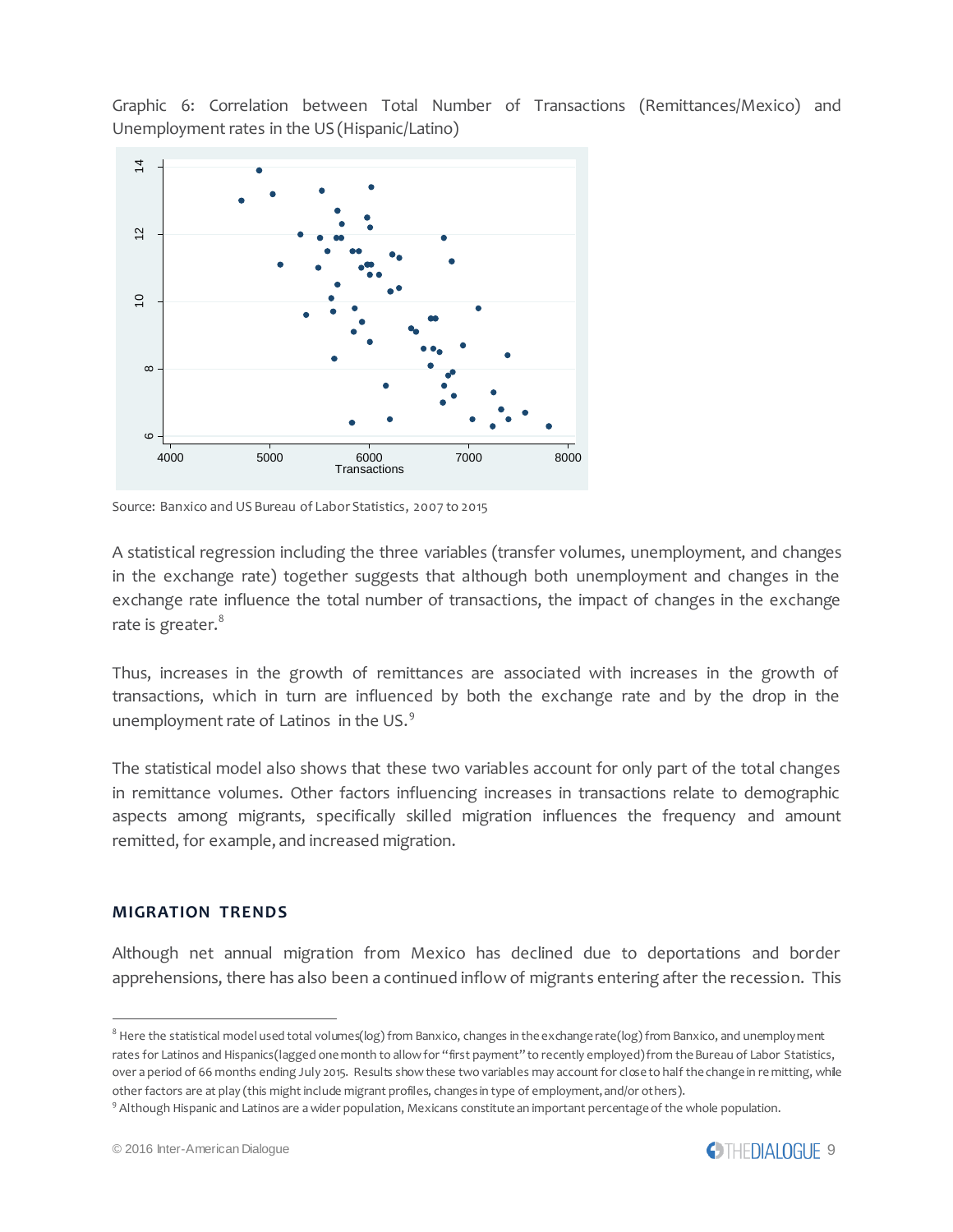Graphic 6: Correlation between Total Number of Transactions (Remittances/Mexico) and Unemployment rates in the US (Hispanic/Latino)

14
12
10
8
6
4000
5000
6000
7000
8000
Transactions

Source: Banxico and US Bureau of Labor Statistics, 2007 to 2015

A statistical regression including the three variables (transfer volumes, unemployment, and changes in the exchange rate) together suggests that although both unemployment and changes in the exchange rate influence the total number of transactions, the impact of changes in the exchange rate is greater.[8]

Thus, increases in the growth of remittances are associated with increases in the growth of transactions, which in turn are influenced by both the exchange rate and by the drop in the unemployment rate of Latinos in the US.[9]

The statistical model also shows that these two variables account for only part of the total changes in remittance volumes. Other factors influencing increases in transactions relate to demographic aspects among migrants, specifically skilled migration influences the frequency and amount remitted, for example, and increased migration.

## MIGRATION TRENDS

Although net annual migration from Mexico has declined due to deportations and border apprehensions, there has also been a continued inflow of migrants entering after the recession. This

---

[8] Here the statistical model used total volumes(log) from Banxico, changes in the exchange rate(log) from Banxico, and unemployment rates for Latinos and Hispanics(lagged one month to allow for "first payment" to recently employed) from the Bureau of Labor Statistics, over a period of 66 months ending July 2015. Results show these two variables may account for close to half the change in remitting, while other factors are at play (this might include migrant profiles, changes in type of employment, and/or others).

[9] Although Hispanic and Latinos are a wider population, Mexicans constitute an important percentage of the whole population.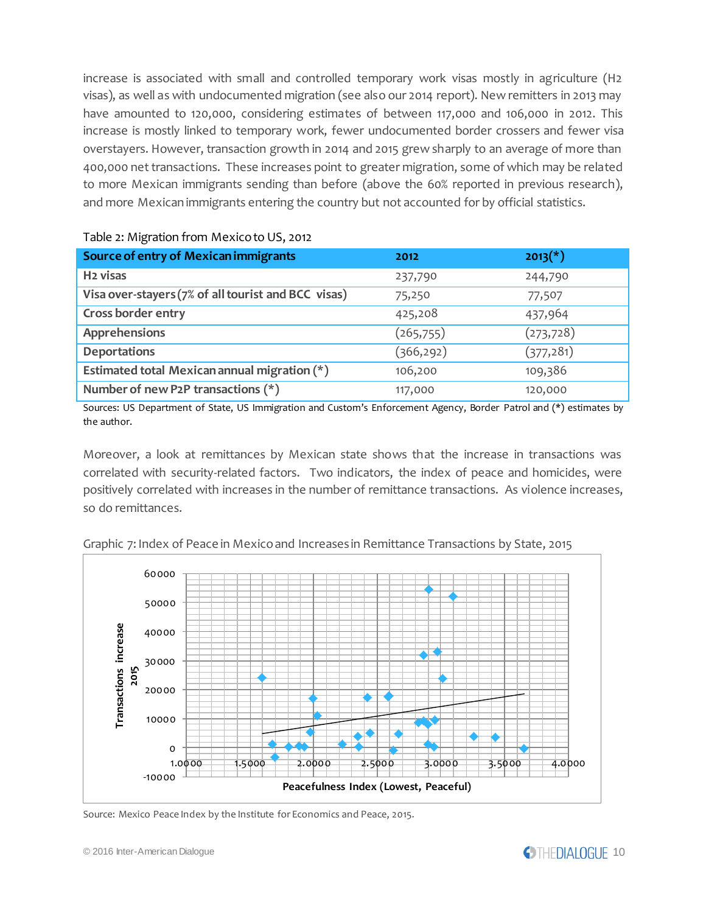increase is associated with small and controlled temporary work visas mostly in agriculture (H2 visas), as well as with undocumented migration (see also our 2014 report). New remitters in 2013 may have amounted to 120,000, considering estimates of between 117,000 and 106,000 in 2012. This increase is mostly linked to temporary work, fewer undocumented border crossers and fewer visa overstayers. However, transaction growth in 2014 and 2015 grew sharply to an average of more than 400,000 net transactions. These increases point to greater migration, some of which may be related to more Mexican immigrants sending than before (above the 60% reported in previous research), and more Mexican immigrants entering the country but not accounted for by official statistics.

Table 2: Migration from Mexico to US, 2012

| Source of entry of Mexican immigrants | 2012 | 2013(*) |
|---|---|---|
| H2 visas | 237,790 | 244,790 |
| Visa over-stayers (7% of all tourist and BCC visas) | 75,250 | 77,507 |
| Cross border entry | 425,208 | 437,964 |
| Apprehensions | (265,755) | (273,728) |
| Deportations | (366,292) | (377,281) |
| Estimated total Mexican annual migration (*) | 106,200 | 109,386 |
| Number of new P2P transactions (*) | 117,000 | 120,000 |

Sources: US Department of State, US Immigration and Custom's Enforcement Agency, Border Patrol and (*) estimates by the author.

Moreover, a look at remittances by Mexican state shows that the increase in transactions was correlated with security-related factors. Two indicators, the index of peace and homicides, were positively correlated with increases in the number of remittance transactions. As violence increases, so do remittances.

Graphic 7: Index of Peace in Mexico and Increases in Remittance Transactions by State, 2015

Transactions increase 2015

60000
50000
40000
30000
20000
10000
0
-10000

1.0000
1.5000
2.0000
2.5000
3.0000
3.5000
4.0000

Peacefulness Index (Lowest, Peaceful)

Source: Mexico Peace Index by the Institute for Economics and Peace, 2015.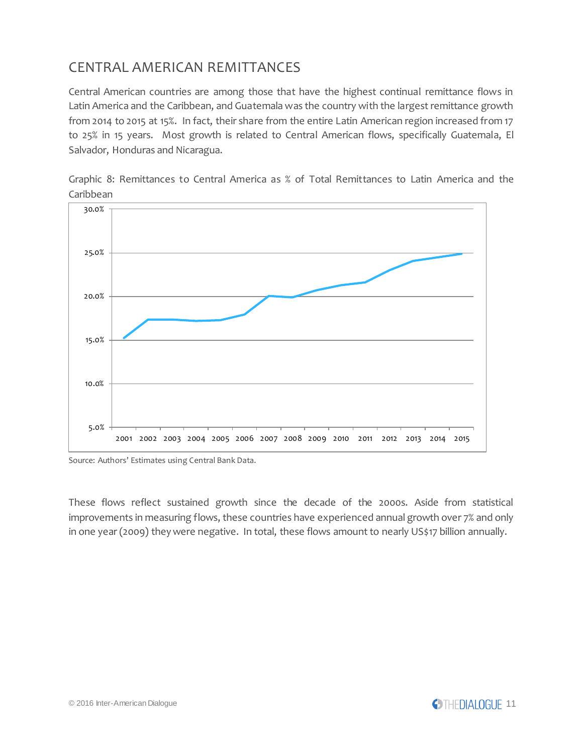## CENTRAL AMERICAN REMITTANCES

Central American countries are among those that have the highest continual remittance flows in Latin America and the Caribbean, and Guatemala was the country with the largest remittance growth from 2014 to 2015 at 15%. In fact, their share from the entire Latin American region increased from 17 to 25% in 15 years. Most growth is related to Central American flows, specifically Guatemala, El Salvador, Honduras and Nicaragua.

Graphic 8: Remittances to Central America as % of Total Remittances to Latin America and the Caribbean

30.0%
25.0%
20.0%
15.0%
10.0%
5.0%

2001 2002 2003 2004 2005 2006 2007 2008 2009 2010 2011 2012 2013 2014 2015

Source: Authors' Estimates using Central Bank Data.

These flows reflect sustained growth since the decade of the 2000s. Aside from statistical improvements in measuring flows, these countries have experienced annual growth over 7% and only in one year (2009) they were negative. In total, these flows amount to nearly US$17 billion annually.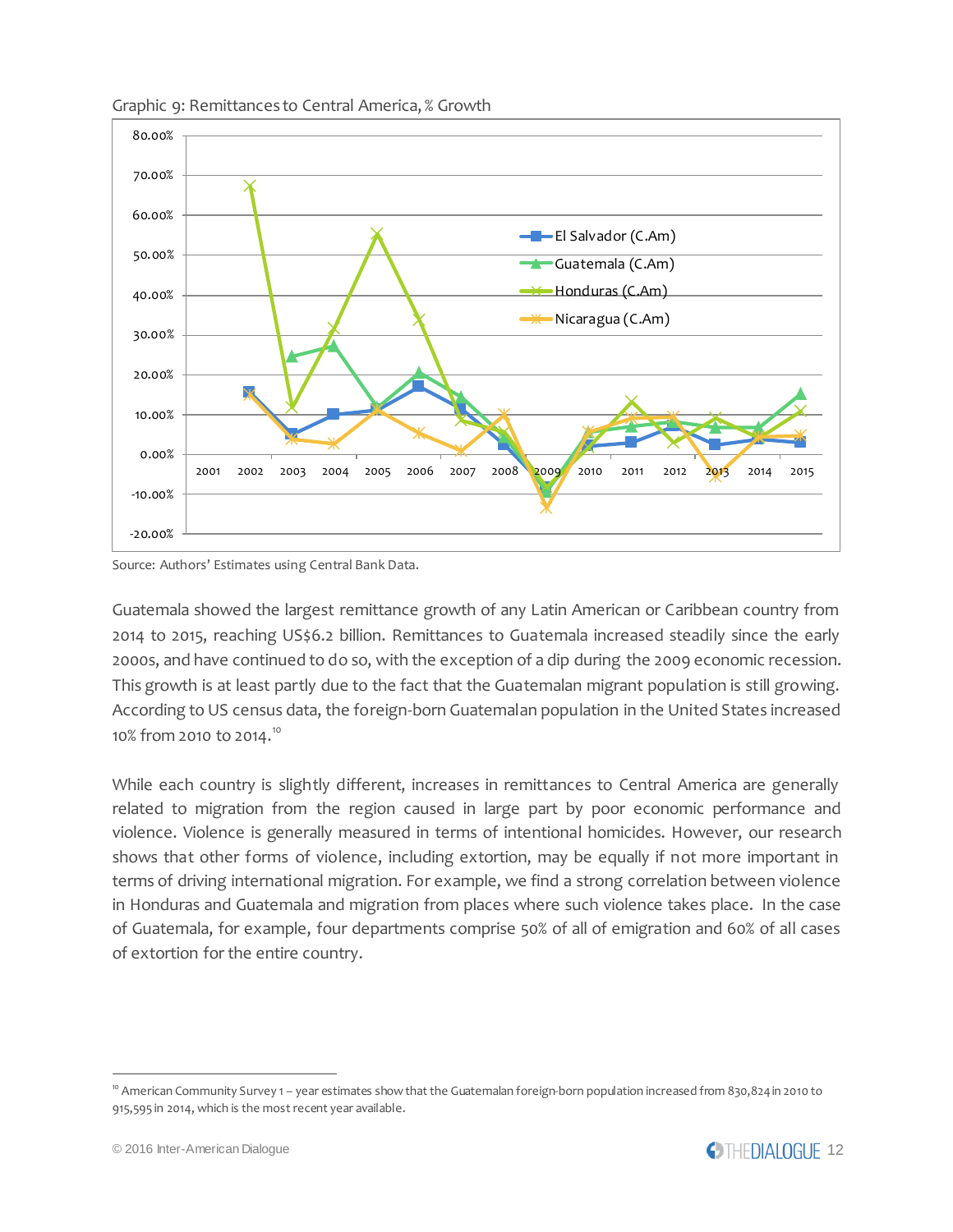Graphic 9: Remittances to Central America, % Growth

Source: Authors' Estimates using Central Bank Data.

Guatemala showed the largest remittance growth of any Latin American or Caribbean country from 2014 to 2015, reaching US$6.2 billion. Remittances to Guatemala increased steadily since the early 2000s, and have continued to do so, with the exception of a dip during the 2009 economic recession. This growth is at least partly due to the fact that the Guatemalan migrant population is still growing. According to US census data, the foreign-born Guatemalan population in the United States increased 10% from 2010 to 2014.[10]

While each country is slightly different, increases in remittances to Central America are generally related to migration from the region caused in large part by poor economic performance and violence. Violence is generally measured in terms of intentional homicides. However, our research shows that other forms of violence, including extortion, may be equally if not more important in terms of driving international migration. For example, we find a strong correlation between violence in Honduras and Guatemala and migration from places where such violence takes place. In the case of Guatemala, for example, four departments comprise 50% of all of emigration and 60% of all cases of extortion for the entire country.

[10] American Community Survey 1 – year estimates show that the Guatemalan foreign-born population increased from 830,824 in 2010 to 915,595 in 2014, which is the most recent year available.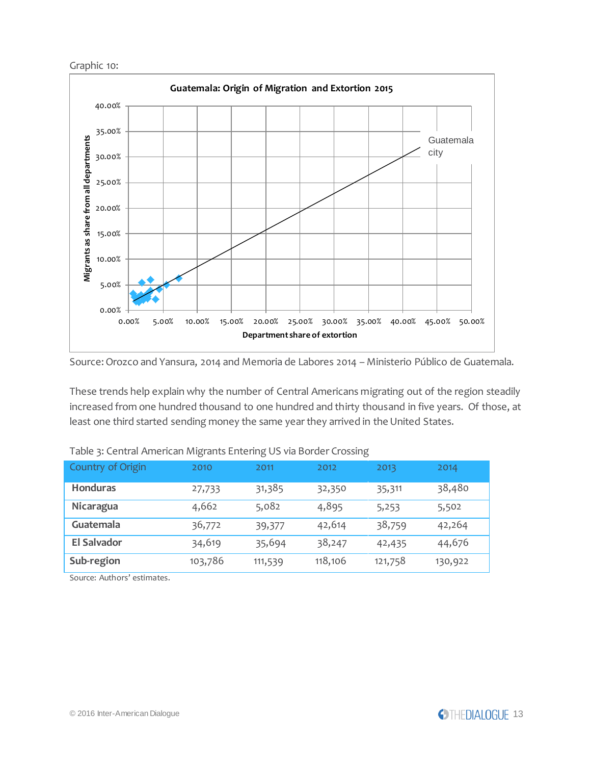Graphic 10:

Guatemala: Origin of Migration and Extortion 2015

Source: Orozco and Yansura, 2014 and Memoria de Labores 2014 – Ministerio Público de Guatemala.

These trends help explain why the number of Central Americans migrating out of the region steadily increased from one hundred thousand to one hundred and thirty thousand in five years. Of those, at least one third started sending money the same year they arrived in the United States.

Table 3: Central American Migrants Entering US via Border Crossing

| Country of Origin | 2010 | 2011 | 2012 | 2013 | 2014 |
|---|---|---|---|---|---|
| **Honduras** | 27,733 | 31,385 | 32,350 | 35,311 | 38,480 |
| **Nicaragua** | 4,662 | 5,082 | 4,895 | 5,253 | 5,502 |
| **Guatemala** | 36,772 | 39,377 | 42,614 | 38,759 | 42,264 |
| **El Salvador** | 34,619 | 35,694 | 38,247 | 42,435 | 44,676 |
| **Sub-region** | 103,786 | 111,539 | 118,106 | 121,758 | 130,922 |

Source: Authors' estimates.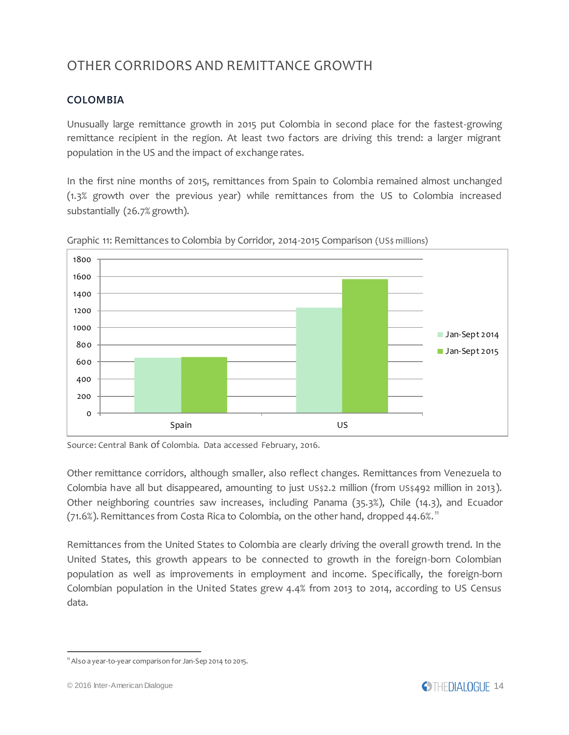# OTHER CORRIDORS AND REMITTANCE GROWTH

## COLOMBIA

Unusually large remittance growth in 2015 put Colombia in second place for the fastest-growing remittance recipient in the region. At least two factors are driving this trend: a larger migrant population in the US and the impact of exchange rates.

In the first nine months of 2015, remittances from Spain to Colombia remained almost unchanged (1.3% growth over the previous year) while remittances from the US to Colombia increased substantially (26.7% growth).

Graphic 11: Remittances to Colombia by Corridor, 2014-2015 Comparison (US$ millions)

1800
1600
1400
1200
1000
800
600
400
200
0

Spain
US

Jan-Sept 2014
Jan-Sept 2015

Source: Central Bank of Colombia. Data accessed February, 2016.

Other remittance corridors, although smaller, also reflect changes. Remittances from Venezuela to Colombia have all but disappeared, amounting to just US$2.2 million (from US$492 million in 2013). Other neighboring countries saw increases, including Panama (35.3%), Chile (14.3), and Ecuador (71.6%). Remittances from Costa Rica to Colombia, on the other hand, dropped 44.6%.[11]

Remittances from the United States to Colombia are clearly driving the overall growth trend. In the United States, this growth appears to be connected to growth in the foreign-born Colombian population as well as improvements in employment and income. Specifically, the foreign-born Colombian population in the United States grew 4.4% from 2013 to 2014, according to US Census data.

---

[11] Also a year-to-year comparison for Jan-Sep 2014 to 2015.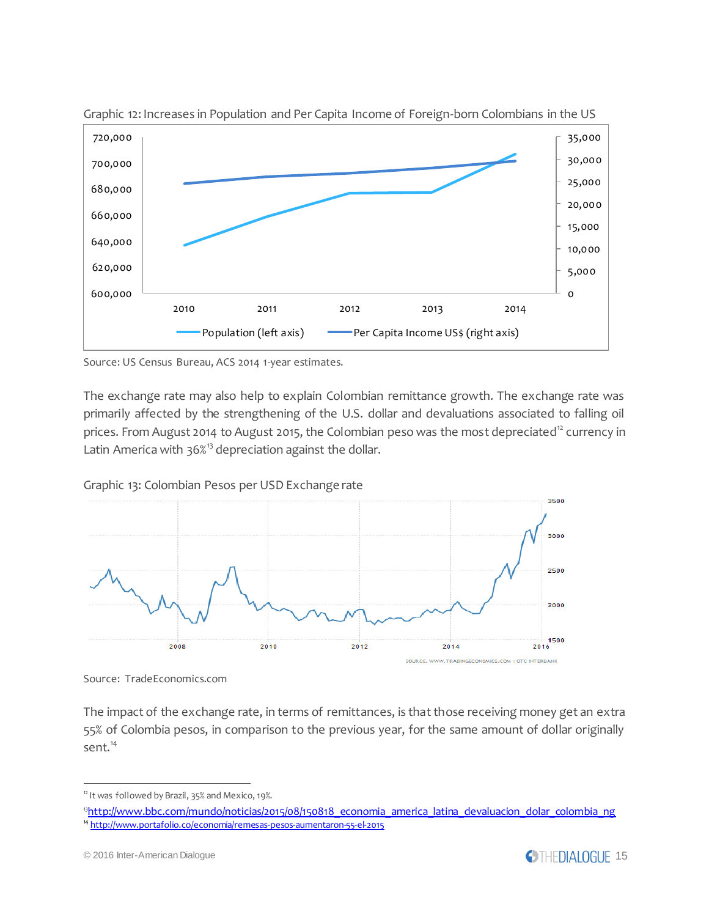Graphic 12: Increases in Population and Per Capita Income of Foreign-born Colombians in the US

720,000
700,000
680,000
660,000
640,000
620,000
600,000

35,000
30,000
25,000
20,000
15,000
10,000
5,000
0

2010 2011 2012 2013 2014

Population (left axis)
Per Capita Income US$ (right axis)

Source: US Census Bureau, ACS 2014 1-year estimates.

The exchange rate may also help to explain Colombian remittance growth. The exchange rate was primarily affected by the strengthening of the U.S. dollar and devaluations associated to falling oil prices. From August 2014 to August 2015, the Colombian peso was the most depreciated[12] currency in Latin America with 36%[13] depreciation against the dollar.

Graphic 13: Colombian Pesos per USD Exchange rate

3500
3000
2500
2000
1500

2008 2010 2012 2014 2016

SOURCE: WWW.TRADINGECONOMICS.COM | OTC INTERBANK

Source: TradeEconomics.com

The impact of the exchange rate, in terms of remittances, is that those receiving money get an extra 55% of Colombia pesos, in comparison to the previous year, for the same amount of dollar originally sent.[14]

---

[12] It was followed by Brazil, 35% and Mexico, 19%.

[13] http://www.bbc.com/mundo/noticias/2015/08/150818_economia_america_latina_devaluacion_dolar_colombia_ng

[14] http://www.portafolio.co/economia/remesas-pesos-aumentaron-55-el-2015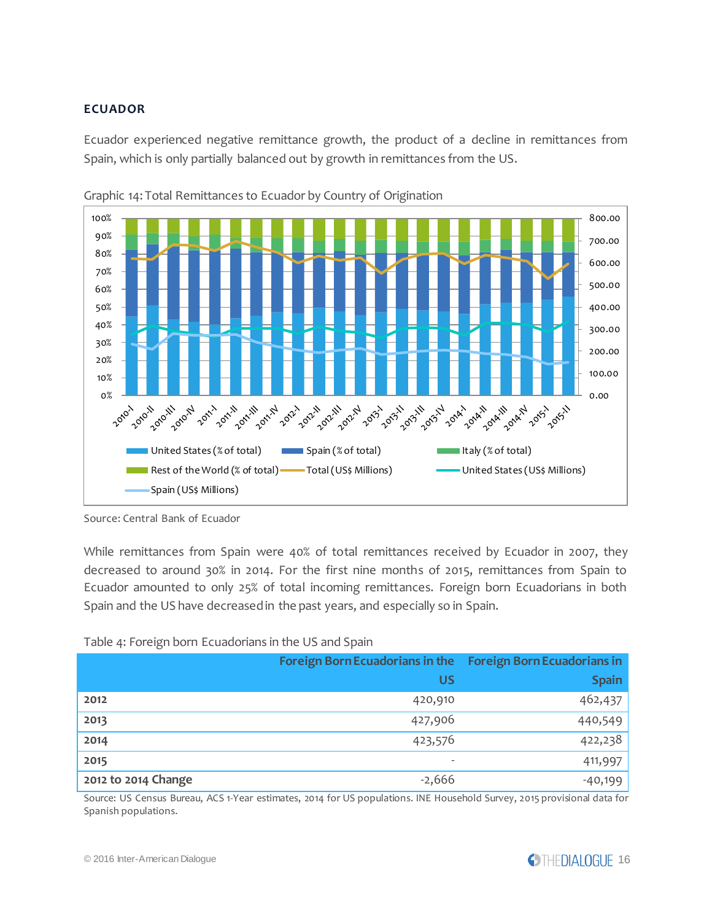## ECUADOR

Ecuador experienced negative remittance growth, the product of a decline in remittances from Spain, which is only partially balanced out by growth in remittances from the US.

Graphic 14: Total Remittances to Ecuador by Country of Origination

100%
90%
80%
70%
60%
50%
40%
30%
20%
10%
0%

800.00
700.00
600.00
500.00
400.00
300.00
200.00
100.00
0.00

2010-I 2010-II 2010-III 2010-IV 2011-I 2011-II 2011-III 2011-IV 2012-I 2012-II 2012-III 2012-IV 2013-I 2013-II 2013-III 2013-IV 2014-I 2014-II 2014-III 2014-IV 2015-I 2015-II

United States (% of total)
Spain (% of total)
Italy (% of total)
Rest of the World (% of total)
Total (US$ Millions)
United States (US$ Millions)
Spain (US$ Millions)

Source: Central Bank of Ecuador

While remittances from Spain were 40% of total remittances received by Ecuador in 2007, they decreased to around 30% in 2014. For the first nine months of 2015, remittances from Spain to Ecuador amounted to only 25% of total incoming remittances. Foreign born Ecuadorians in both Spain and the US have decreased in the past years, and especially so in Spain.

Table 4: Foreign born Ecuadorians in the US and Spain

| | Foreign Born Ecuadorians in the US | Foreign Born Ecuadorians in Spain |
|---|---|---|
| **2012** | 420,910 | 462,437 |
| **2013** | 427,906 | 440,549 |
| **2014** | 423,576 | 422,238 |
| **2015** | - | 411,997 |
| **2012 to 2014 Change** | -2,666 | -40,199 |

Source: US Census Bureau, ACS 1-Year estimates, 2014 for US populations. INE Household Survey, 2015 provisional data for Spanish populations.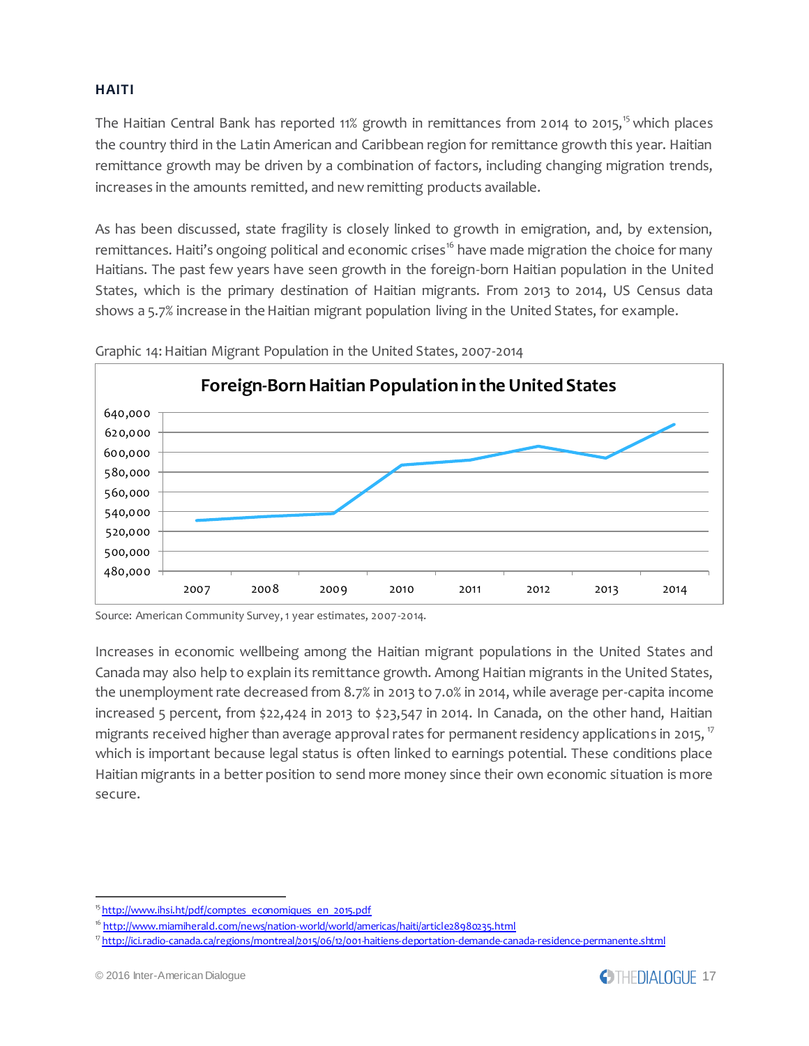## HAITI

The Haitian Central Bank has reported 11% growth in remittances from 2014 to 2015,[15] which places the country third in the Latin American and Caribbean region for remittance growth this year. Haitian remittance growth may be driven by a combination of factors, including changing migration trends, increases in the amounts remitted, and new remitting products available.

As has been discussed, state fragility is closely linked to growth in emigration, and, by extension, remittances. Haiti's ongoing political and economic crises[16] have made migration the choice for many Haitians. The past few years have seen growth in the foreign-born Haitian population in the United States, which is the primary destination of Haitian migrants. From 2013 to 2014, US Census data shows a 5.7% increase in the Haitian migrant population living in the United States, for example.

Graphic 14: Haitian Migrant Population in the United States, 2007-2014

Foreign-Born Haitian Population in the United States

640,000
620,000
600,000
580,000
560,000
540,000
520,000
500,000
480,000

2007 2008 2009 2010 2011 2012 2013 2014

Source: American Community Survey, 1 year estimates, 2007-2014.

Increases in economic wellbeing among the Haitian migrant populations in the United States and Canada may also help to explain its remittance growth. Among Haitian migrants in the United States, the unemployment rate decreased from 8.7% in 2013 to 7.0% in 2014, while average per-capita income increased 5 percent, from $22,424 in 2013 to $23,547 in 2014. In Canada, on the other hand, Haitian migrants received higher than average approval rates for permanent residency applications in 2015,[17] which is important because legal status is often linked to earnings potential. These conditions place Haitian migrants in a better position to send more money since their own economic situation is more secure.

---

[15] http://www.ihsi.ht/pdf/comptes_economiques_en_2015.pdf

[16] http://www.miamiherald.com/news/nation-world/world/americas/haiti/article28980235.html

[17] http://ici.radio-canada.ca/regions/montreal/2015/06/12/001-haitiens-deportation-demande-canada-residence-permanente.shtml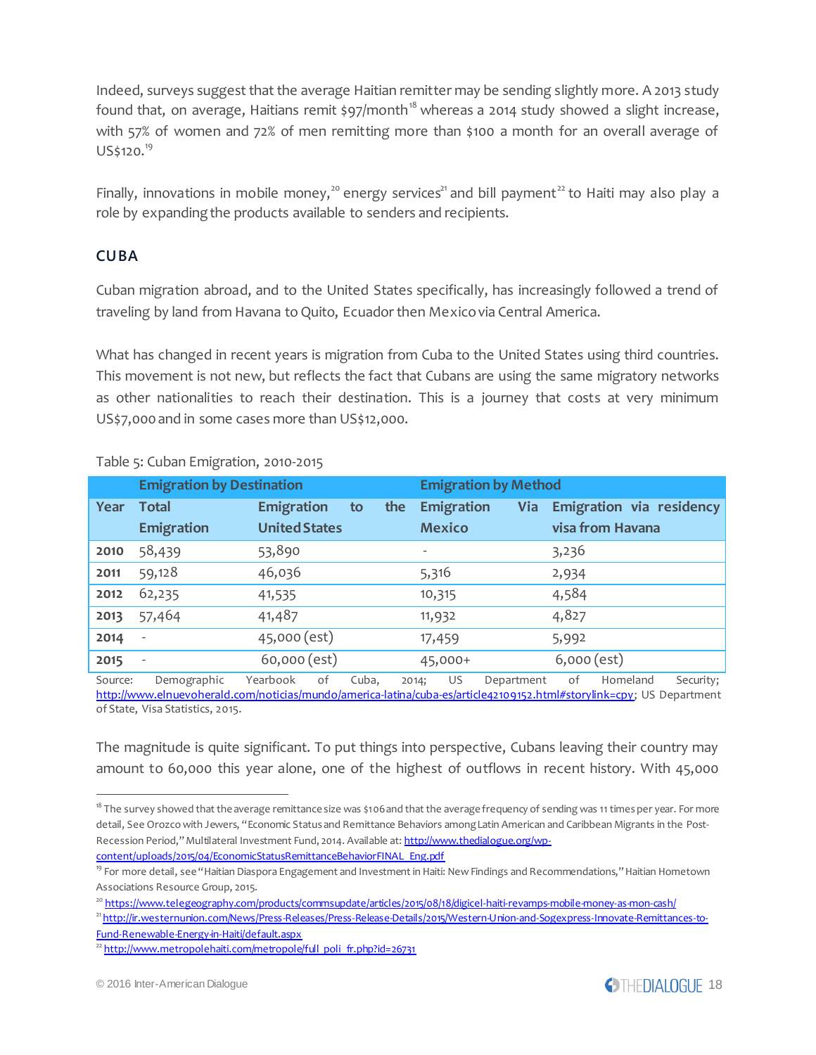Indeed, surveys suggest that the average Haitian remitter may be sending slightly more. A 2013 study found that, on average, Haitians remit $97/month[18] whereas a 2014 study showed a slight increase, with 57% of women and 72% of men remitting more than $100 a month for an overall average of US$120.[19]

Finally, innovations in mobile money,[20] energy services[21] and bill payment[22] to Haiti may also play a role by expanding the products available to senders and recipients.

## CUBA

Cuban migration abroad, and to the United States specifically, has increasingly followed a trend of traveling by land from Havana to Quito, Ecuador then Mexico via Central America.

What has changed in recent years is migration from Cuba to the United States using third countries. This movement is not new, but reflects the fact that Cubans are using the same migratory networks as other nationalities to reach their destination. This is a journey that costs at very minimum US$7,000 and in some cases more than US$12,000.

Table 5: Cuban Emigration, 2010-2015

| | Emigration by Destination | | Emigration by Method | |
|---|---|---|---|---|
| **Year** | **Total Emigration** | **Emigration to the United States** | **Emigration Via Mexico** | **Emigration via residency visa from Havana** |
| **2010** | 58,439 | 53,890 | - | 3,236 |
| **2011** | 59,128 | 46,036 | 5,316 | 2,934 |
| **2012** | 62,235 | 41,535 | 10,315 | 4,584 |
| **2013** | 57,464 | 41,487 | 11,932 | 4,827 |
| **2014** | - | 45,000 (est) | 17,459 | 5,992 |
| **2015** | - | 60,000 (est) | 45,000+ | 6,000 (est) |

Source: Demographic Yearbook of Cuba, 2014; US Department of Homeland Security; http://www.elnuevoherald.com/noticias/mundo/america-latina/cuba-es/article42109152.html#storylink=cpy; US Department of State, Visa Statistics, 2015.

The magnitude is quite significant. To put things into perspective, Cubans leaving their country may amount to 60,000 this year alone, one of the highest of outflows in recent history. With 45,000

---

[18] The survey showed that the average remittance size was $106 and that the average frequency of sending was 11 times per year. For more detail, See Orozco with Jewers, "Economic Status and Remittance Behaviors among Latin American and Caribbean Migrants in the Post-Recession Period," Multilateral Investment Fund, 2014. Available at: http://www.thedialogue.org/wp-content/uploads/2015/04/EconomicStatusRemittanceBehaviorFINAL_Eng.pdf

[19] For more detail, see "Haitian Diaspora Engagement and Investment in Haiti: New Findings and Recommendations," Haitian Hometown Associations Resource Group, 2015.

[20] https://www.telegeography.com/products/commsupdate/articles/2015/08/18/digicel-haiti-revamps-mobile-money-as-mon-cash/

[21] http://ir.westernunion.com/News/Press-Releases/Press-Release-Details/2015/Western-Union-and-Sogexpress-Innovate-Remittances-to-Fund-Renewable-Energy-in-Haiti/default.aspx

[22] http://www.metropolehaiti.com/metropole/full_poli_fr.php?id=26731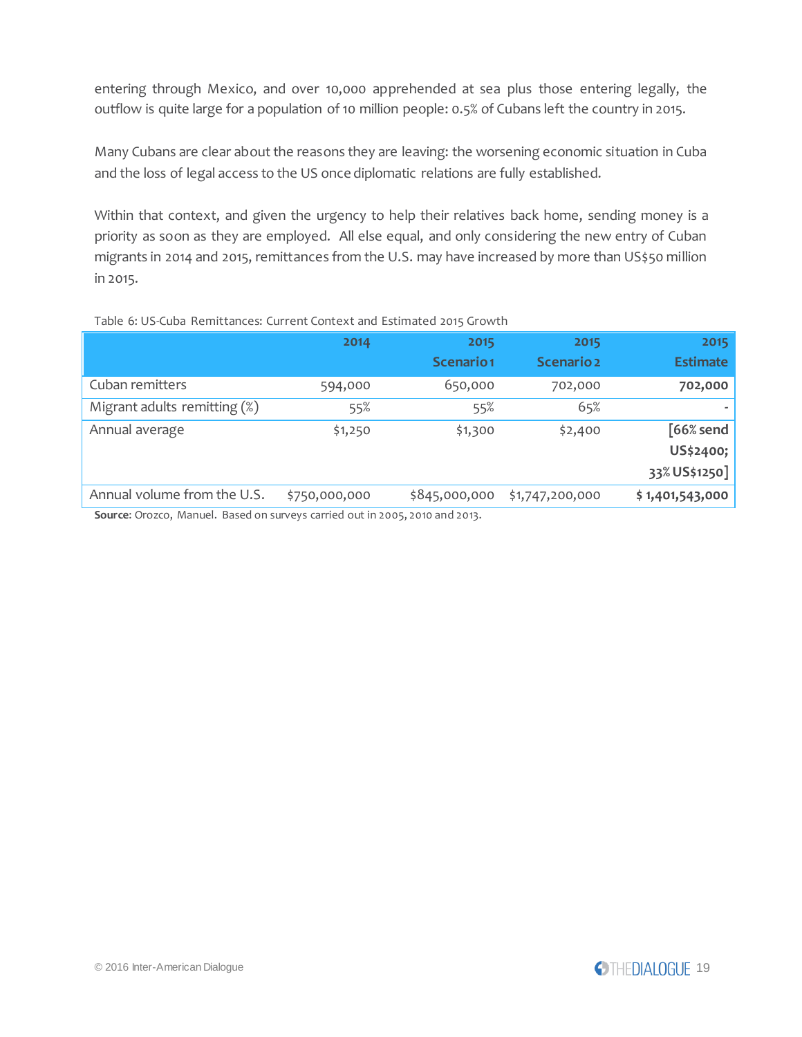entering through Mexico, and over 10,000 apprehended at sea plus those entering legally, the outflow is quite large for a population of 10 million people: 0.5% of Cubans left the country in 2015.

Many Cubans are clear about the reasons they are leaving: the worsening economic situation in Cuba and the loss of legal access to the US once diplomatic relations are fully established.

Within that context, and given the urgency to help their relatives back home, sending money is a priority as soon as they are employed. All else equal, and only considering the new entry of Cuban migrants in 2014 and 2015, remittances from the U.S. may have increased by more than US$50 million in 2015.

Table 6: US-Cuba Remittances: Current Context and Estimated 2015 Growth

| | 2014 | 2015 Scenario 1 | 2015 Scenario 2 | 2015 Estimate |
|---|---|---|---|---|
| Cuban remitters | 594,000 | 650,000 | 702,000 | **702,000** |
| Migrant adults remitting (%) | 55% | 55% | 65% | - |
| Annual average | $1,250 | $1,300 | $2,400 | **[66% send US$2400; 33% US$1250]** |
| Annual volume from the U.S. | $750,000,000 | $845,000,000 | $1,747,200,000 | **$ 1,401,543,000** |

**Source**: Orozco, Manuel. Based on surveys carried out in 2005, 2010 and 2013.